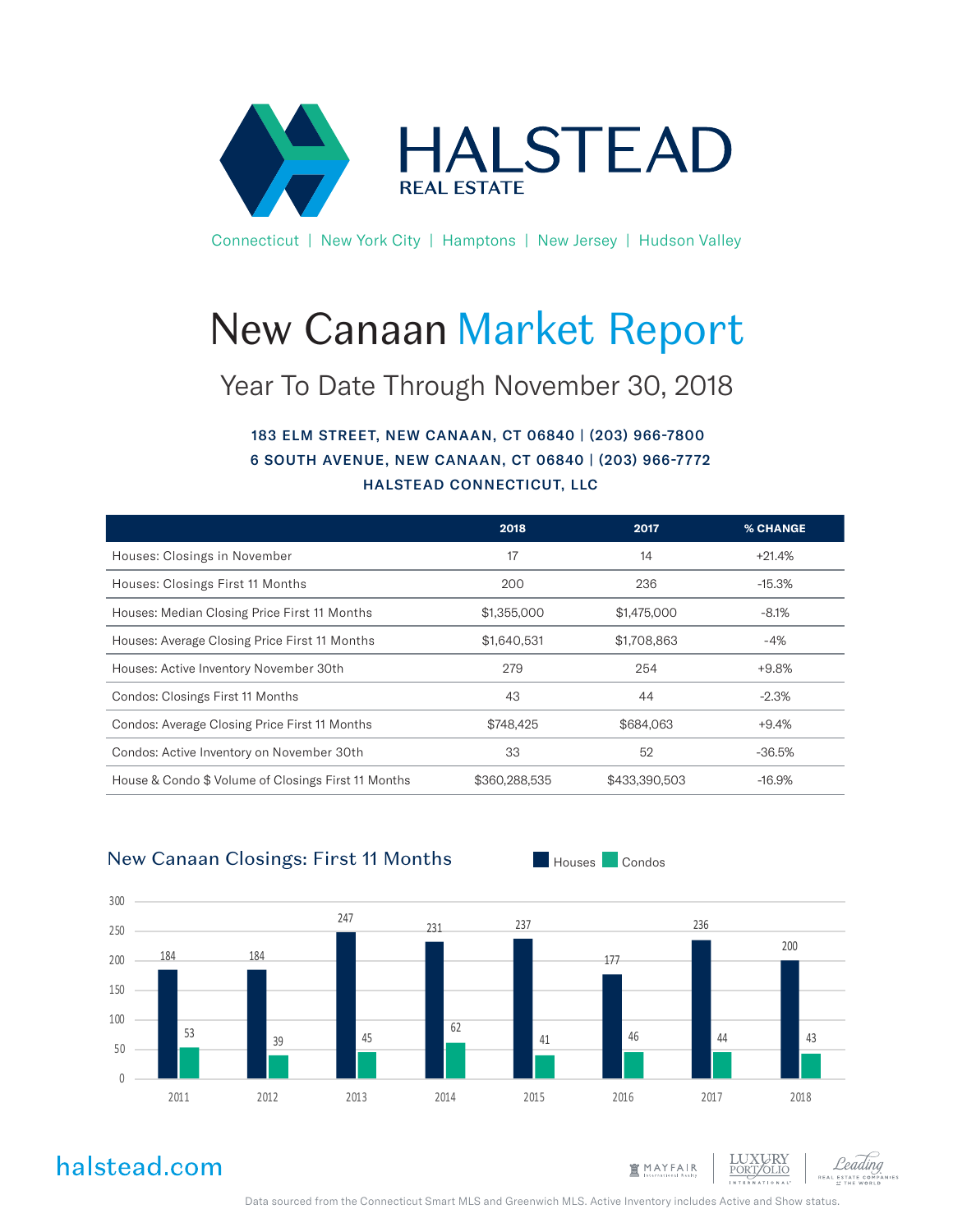# HALSTEAD

**REAL ESTATE**

Connecticut | New York City | Hamptons | New Jersey | Hudson Valley

# New Canaan Market Report

## Year To Date Through November 30, 2018

**183 ELM STREET, NEW CANAAN, CT 06840 | (203) 966-7800**
**6 SOUTH AVENUE, NEW CANAAN, CT 06840 | (203) 966-7772**
**HALSTEAD CONNECTICUT, LLC**

| | 2018 | 2017 | % CHANGE |
|---|---|---|---|
| Houses: Closings in November | 17 | 14 | +21.4% |
| Houses: Closings First 11 Months | 200 | 236 | -15.3% |
| Houses: Median Closing Price First 11 Months | $1,355,000 | $1,475,000 | -8.1% |
| Houses: Average Closing Price First 11 Months | $1,640,531 | $1,708,863 | -4% |
| Houses: Active Inventory November 30th | 279 | 254 | +9.8% |
| Condos: Closings First 11 Months | 43 | 44 | -2.3% |
| Condos: Average Closing Price First 11 Months | $748,425 | $684,063 | +9.4% |
| Condos: Active Inventory on November 30th | 33 | 52 | -36.5% |
| House & Condo $ Volume of Closings First 11 Months | $360,288,535 | $433,390,503 | -16.9% |

### New Canaan Closings: First 11 Months

| Year | Houses | Condos |
|---|---|---|
| 2011 | 184 | 53 |
| 2012 | 184 | 39 |
| 2013 | 247 | 45 |
| 2014 | 231 | 62 |
| 2015 | 237 | 41 |
| 2016 | 177 | 46 |
| 2017 | 236 | 44 |
| 2018 | 200 | 43 |

halstead.com

Data sourced from the Connecticut Smart MLS and Greenwich MLS. Active Inventory includes Active and Show status.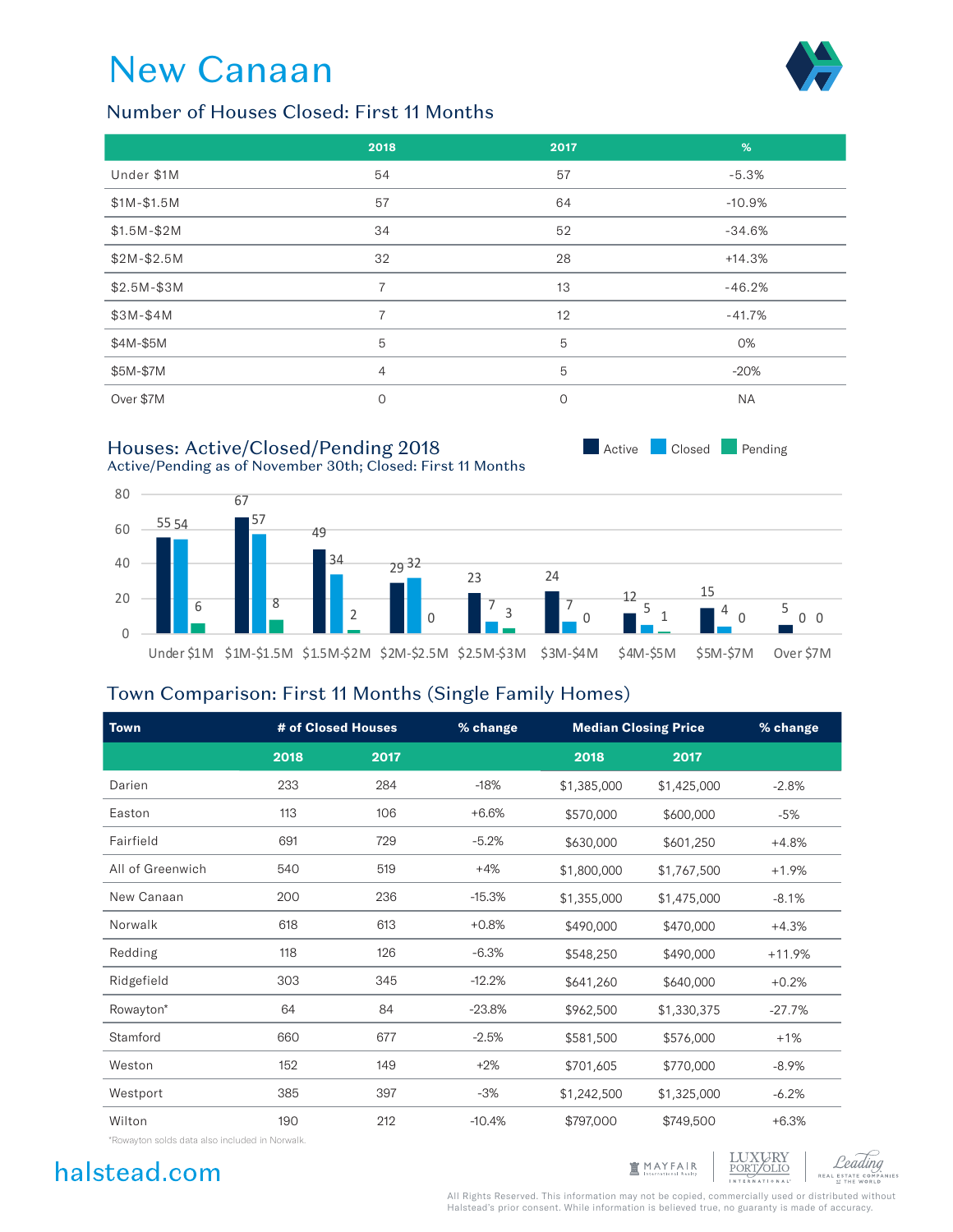# New Canaan

## Number of Houses Closed: First 11 Months

| | 2018 | 2017 | % |
|---|---|---|---|
| Under $1M | 54 | 57 | -5.3% |
| $1M-$1.5M | 57 | 64 | -10.9% |
| $1.5M-$2M | 34 | 52 | -34.6% |
| $2M-$2.5M | 32 | 28 | +14.3% |
| $2.5M-$3M | 7 | 13 | -46.2% |
| $3M-$4M | 7 | 12 | -41.7% |
| $4M-$5M | 5 | 5 | 0% |
| $5M-$7M | 4 | 5 | -20% |
| Over $7M | 0 | 0 | NA |

## Houses: Active/Closed/Pending 2018

Active/Pending as of November 30th; Closed: First 11 Months

Active Closed Pending

80
60
40
20
0

Under $1M: 55 54 6
$1M-$1.5M: 67 57 8
$1.5M-$2M: 49 34 2
$2M-$2.5M: 29 32 0
$2.5M-$3M: 23 7 3
$3M-$4M: 24 7 0
$4M-$5M: 12 5 1
$5M-$7M: 15 4 0
Over $7M: 5 0 0

## Town Comparison: First 11 Months (Single Family Homes)

| Town | # of Closed Houses | | % change | Median Closing Price | | % change |
|---|---|---|---|---|---|---|
| | 2018 | 2017 | | 2018 | 2017 | |
| Darien | 233 | 284 | -18% | $1,385,000 | $1,425,000 | -2.8% |
| Easton | 113 | 106 | +6.6% | $570,000 | $600,000 | -5% |
| Fairfield | 691 | 729 | -5.2% | $630,000 | $601,250 | +4.8% |
| All of Greenwich | 540 | 519 | +4% | $1,800,000 | $1,767,500 | +1.9% |
| New Canaan | 200 | 236 | -15.3% | $1,355,000 | $1,475,000 | -8.1% |
| Norwalk | 618 | 613 | +0.8% | $490,000 | $470,000 | +4.3% |
| Redding | 118 | 126 | -6.3% | $548,250 | $490,000 | +11.9% |
| Ridgefield | 303 | 345 | -12.2% | $641,260 | $640,000 | +0.2% |
| Rowayton* | 64 | 84 | -23.8% | $962,500 | $1,330,375 | -27.7% |
| Stamford | 660 | 677 | -2.5% | $581,500 | $576,000 | +1% |
| Weston | 152 | 149 | +2% | $701,605 | $770,000 | -8.9% |
| Westport | 385 | 397 | -3% | $1,242,500 | $1,325,000 | -6.2% |
| Wilton | 190 | 212 | -10.4% | $797,000 | $749,500 | +6.3% |

*Rowayton solds data also included in Norwalk.

halstead.com

All Rights Reserved. This information may not be copied, commercially used or distributed without Halstead's prior consent. While information is believed true, no guaranty is made of accuracy.